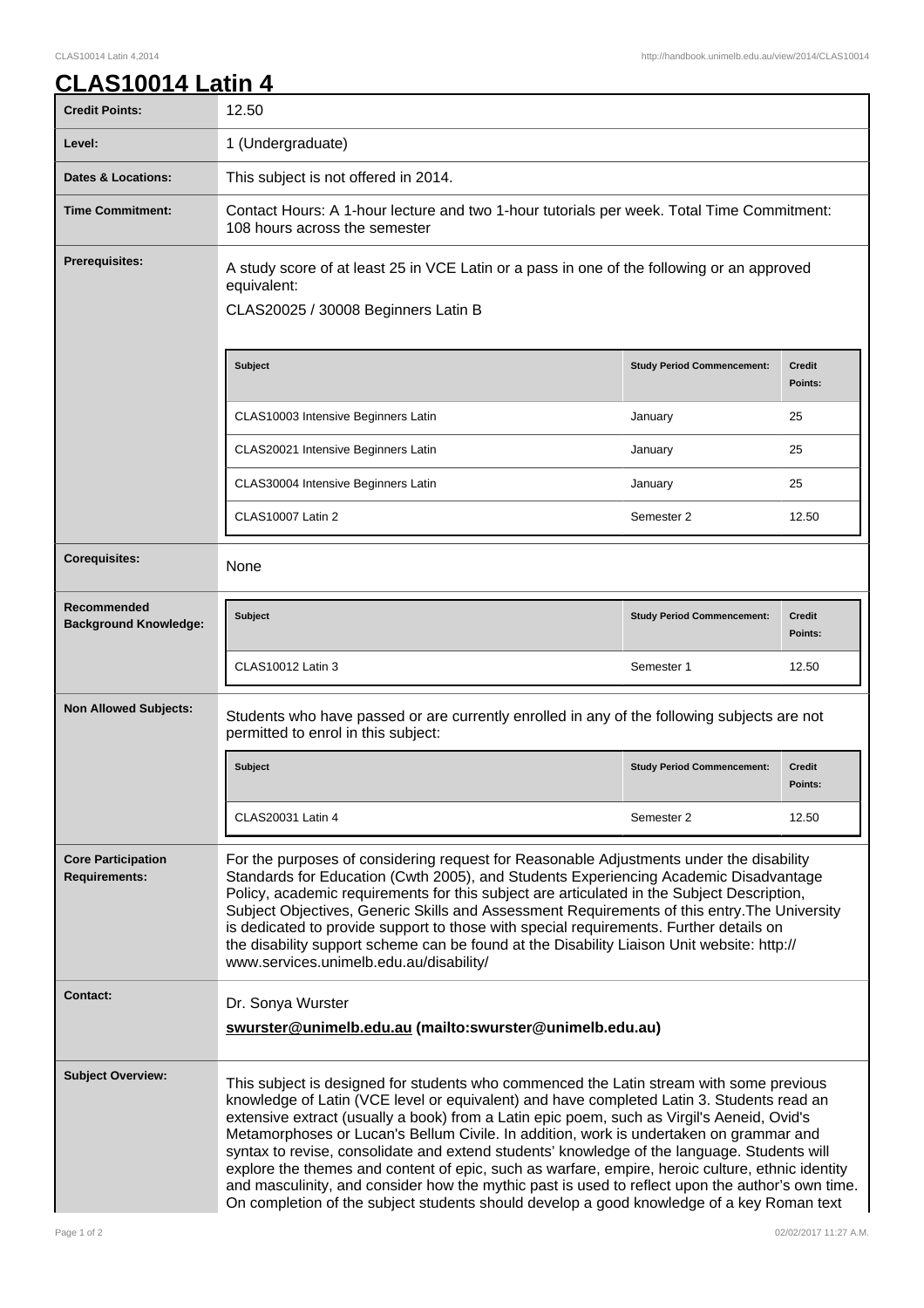# CLAS10014 Latin 4

| | |
|---|---|
| **Credit Points:** | 12.50 |
| **Level:** | 1 (Undergraduate) |
| **Dates & Locations:** | This subject is not offered in 2014. |
| **Time Commitment:** | Contact Hours: A 1-hour lecture and two 1-hour tutorials per week. Total Time Commitment: 108 hours across the semester |
| **Prerequisites:** | A study score of at least 25 in VCE Latin or a pass in one of the following or an approved equivalent: CLAS20025 / 30008 Beginners Latin B |

**Prerequisites (continued):**

| Subject | Study Period Commencement: | Credit Points: |
|---|---|---|
| CLAS10003 Intensive Beginners Latin | January | 25 |
| CLAS20021 Intensive Beginners Latin | January | 25 |
| CLAS30004 Intensive Beginners Latin | January | 25 |
| CLAS10007 Latin 2 | Semester 2 | 12.50 |

**Corequisites:** None

**Recommended Background Knowledge:**

| Subject | Study Period Commencement: | Credit Points: |
|---|---|---|
| CLAS10012 Latin 3 | Semester 1 | 12.50 |

**Non Allowed Subjects:**

Students who have passed or are currently enrolled in any of the following subjects are not permitted to enrol in this subject:

| Subject | Study Period Commencement: | Credit Points: |
|---|---|---|
| CLAS20031 Latin 4 | Semester 2 | 12.50 |

**Core Participation Requirements:**

For the purposes of considering request for Reasonable Adjustments under the disability Standards for Education (Cwth 2005), and Students Experiencing Academic Disadvantage Policy, academic requirements for this subject are articulated in the Subject Description, Subject Objectives, Generic Skills and Assessment Requirements of this entry.The University is dedicated to provide support to those with special requirements. Further details on the disability support scheme can be found at the Disability Liaison Unit website: http://www.services.unimelb.edu.au/disability/

**Contact:**

Dr. Sonya Wurster

**swurster@unimelb.edu.au (mailto:swurster@unimelb.edu.au)**

**Subject Overview:**

This subject is designed for students who commenced the Latin stream with some previous knowledge of Latin (VCE level or equivalent) and have completed Latin 3. Students read an extensive extract (usually a book) from a Latin epic poem, such as Virgil's Aeneid, Ovid's Metamorphoses or Lucan's Bellum Civile. In addition, work is undertaken on grammar and syntax to revise, consolidate and extend students' knowledge of the language. Students will explore the themes and content of epic, such as warfare, empire, heroic culture, ethnic identity and masculinity, and consider how the mythic past is used to reflect upon the author's own time. On completion of the subject students should develop a good knowledge of a key Roman text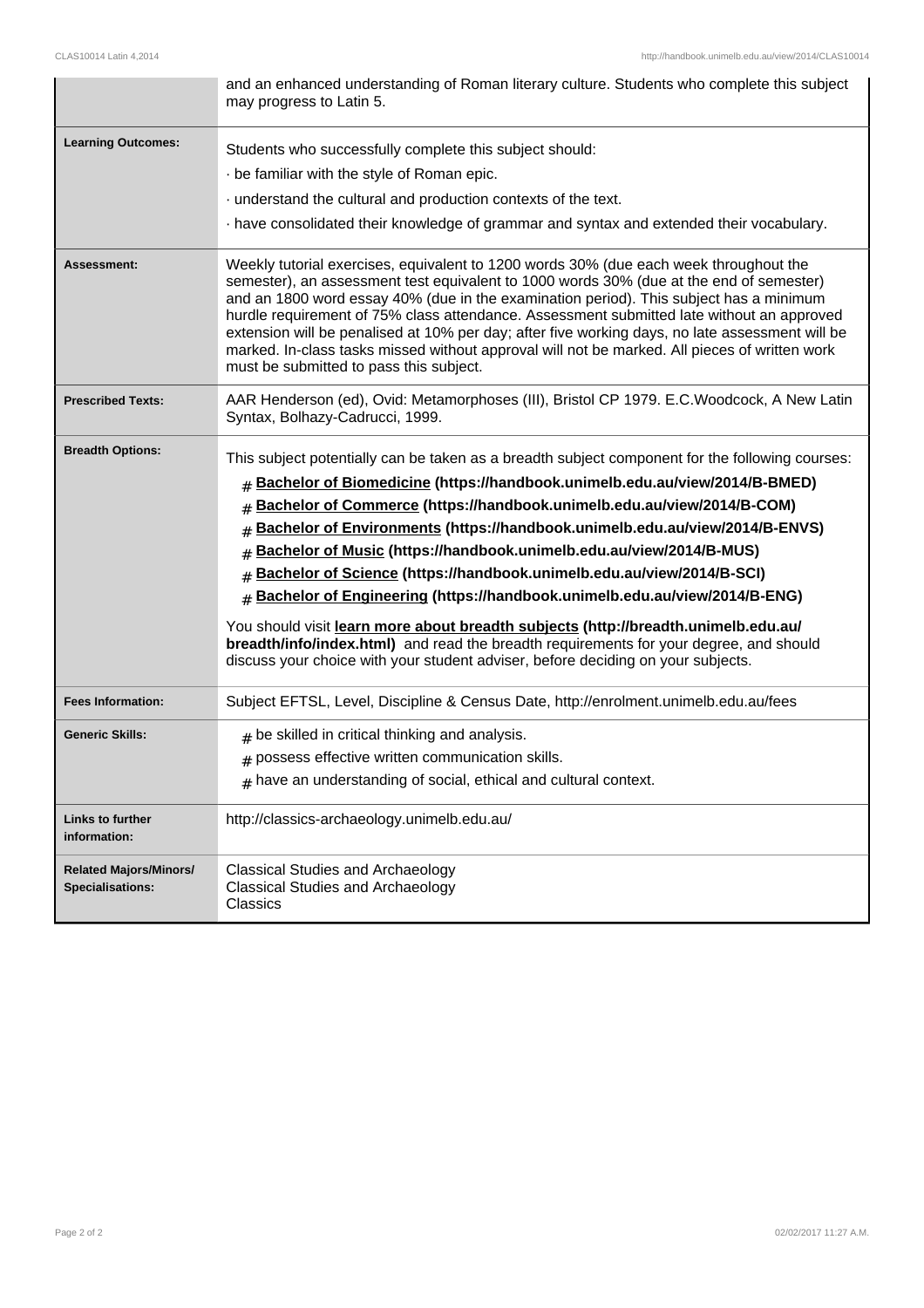| | |
|---|---|
| | and an enhanced understanding of Roman literary culture. Students who complete this subject may progress to Latin 5. |
| **Learning Outcomes:** | Students who successfully complete this subject should:<br>· be familiar with the style of Roman epic.<br>· understand the cultural and production contexts of the text.<br>· have consolidated their knowledge of grammar and syntax and extended their vocabulary. |
| **Assessment:** | Weekly tutorial exercises, equivalent to 1200 words 30% (due each week throughout the semester), an assessment test equivalent to 1000 words 30% (due at the end of semester) and an 1800 word essay 40% (due in the examination period). This subject has a minimum hurdle requirement of 75% class attendance. Assessment submitted late without an approved extension will be penalised at 10% per day; after five working days, no late assessment will be marked. In-class tasks missed without approval will not be marked. All pieces of written work must be submitted to pass this subject. |
| **Prescribed Texts:** | AAR Henderson (ed), Ovid: Metamorphoses (III), Bristol CP 1979. E.C.Woodcock, A New Latin Syntax, Bolhazy-Cadrucci, 1999. |
| **Breadth Options:** | This subject potentially can be taken as a breadth subject component for the following courses:<br># **Bachelor of Biomedicine (https://handbook.unimelb.edu.au/view/2014/B-BMED)**<br># **Bachelor of Commerce (https://handbook.unimelb.edu.au/view/2014/B-COM)**<br># **Bachelor of Environments (https://handbook.unimelb.edu.au/view/2014/B-ENVS)**<br># **Bachelor of Music (https://handbook.unimelb.edu.au/view/2014/B-MUS)**<br># **Bachelor of Science (https://handbook.unimelb.edu.au/view/2014/B-SCI)**<br># **Bachelor of Engineering (https://handbook.unimelb.edu.au/view/2014/B-ENG)**<br>You should visit **learn more about breadth subjects (http://breadth.unimelb.edu.au/breadth/info/index.html)** and read the breadth requirements for your degree, and should discuss your choice with your student adviser, before deciding on your subjects. |
| **Fees Information:** | Subject EFTSL, Level, Discipline & Census Date, http://enrolment.unimelb.edu.au/fees |
| **Generic Skills:** | # be skilled in critical thinking and analysis.<br># possess effective written communication skills.<br># have an understanding of social, ethical and cultural context. |
| **Links to further information:** | http://classics-archaeology.unimelb.edu.au/ |
| **Related Majors/Minors/ Specialisations:** | Classical Studies and Archaeology<br>Classical Studies and Archaeology<br>Classics |